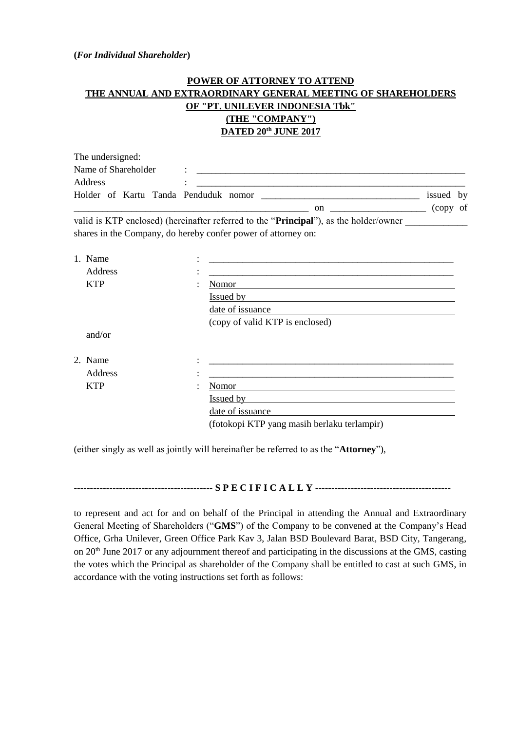**(*For Individual Shareholder*)**

**POWER OF ATTORNEY TO ATTEND**
**THE ANNUAL AND EXTRAORDINARY GENERAL MEETING OF SHAREHOLDERS**
**OF "PT. UNILEVER INDONESIA Tbk"**
**(THE "COMPANY")**
**DATED 20th JUNE 2017**

The undersigned:

Name of Shareholder : ____________________________________________________________

Address : ____________________________________________________________

Holder of Kartu Tanda Penduduk nomor ____________________________________ issued by ____________________________________________________ on ____________________ (copy of valid is KTP enclosed) (hereinafter referred to the "**Principal**"), as the holder/owner _____________ shares in the Company, do hereby confer power of attorney on:

1. Name : ______________________________________________________

   Address : ______________________________________________________

   KTP : Nomor ______________________________________________________

   Issued by ______________________________________________________

   date of issuance ______________________________________________________

   (copy of valid KTP is enclosed)

   and/or

2. Name : ______________________________________________________

   Address : ______________________________________________________

   KTP : Nomor ______________________________________________________

   Issued by ______________________________________________________

   date of issuance ______________________________________________________

   (fotokopi KTP yang masih berlaku terlampir)

(either singly as well as jointly will hereinafter be referred to as the "**Attorney**"),

------------------------------------------ **S P E C I F I C A L L Y** ------------------------------------------

to represent and act for and on behalf of the Principal in attending the Annual and Extraordinary General Meeting of Shareholders ("**GMS**") of the Company to be convened at the Company's Head Office, Grha Unilever, Green Office Park Kav 3, Jalan BSD Boulevard Barat, BSD City, Tangerang, on 20th June 2017 or any adjournment thereof and participating in the discussions at the GMS, casting the votes which the Principal as shareholder of the Company shall be entitled to cast at such GMS, in accordance with the voting instructions set forth as follows: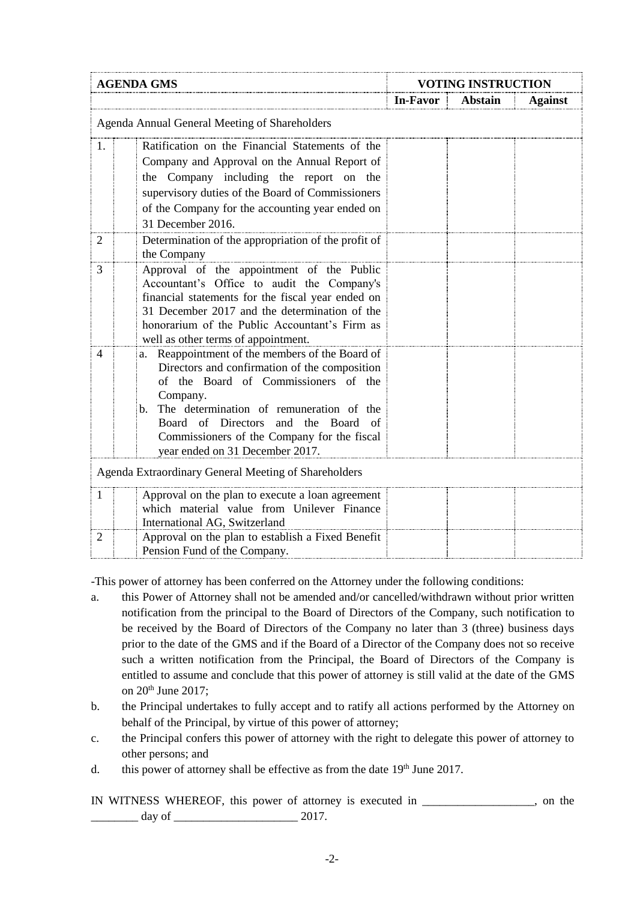| AGENDA GMS | | | VOTING INSTRUCTION | | |
|---|---|---|---|---|---|
| | | | **In-Favor** | **Abstain** | **Against** |
| Agenda Annual General Meeting of Shareholders | | | | | |
| 1. | | Ratification on the Financial Statements of the Company and Approval on the Annual Report of the Company including the report on the supervisory duties of the Board of Commissioners of the Company for the accounting year ended on 31 December 2016. | | | |
| 2 | | Determination of the appropriation of the profit of the Company | | | |
| 3 | | Approval of the appointment of the Public Accountant's Office to audit the Company's financial statements for the fiscal year ended on 31 December 2017 and the determination of the honorarium of the Public Accountant's Firm as well as other terms of appointment. | | | |
| 4 | | a. Reappointment of the members of the Board of Directors and confirmation of the composition of the Board of Commissioners of the Company. b. The determination of remuneration of the Board of Directors and the Board of Commissioners of the Company for the fiscal year ended on 31 December 2017. | | | |
| Agenda Extraordinary General Meeting of Shareholders | | | | | |
| 1 | | Approval on the plan to execute a loan agreement which material value from Unilever Finance International AG, Switzerland | | | |
| 2 | | Approval on the plan to establish a Fixed Benefit Pension Fund of the Company. | | | |

-This power of attorney has been conferred on the Attorney under the following conditions:

a. this Power of Attorney shall not be amended and/or cancelled/withdrawn without prior written notification from the principal to the Board of Directors of the Company, such notification to be received by the Board of Directors of the Company no later than 3 (three) business days prior to the date of the GMS and if the Board of a Director of the Company does not so receive such a written notification from the Principal, the Board of Directors of the Company is entitled to assume and conclude that this power of attorney is still valid at the date of the GMS on 20th June 2017;
b. the Principal undertakes to fully accept and to ratify all actions performed by the Attorney on behalf of the Principal, by virtue of this power of attorney;
c. the Principal confers this power of attorney with the right to delegate this power of attorney to other persons; and
d. this power of attorney shall be effective as from the date 19th June 2017.

IN WITNESS WHEREOF, this power of attorney is executed in ___________________, on the ________ day of _____________________ 2017.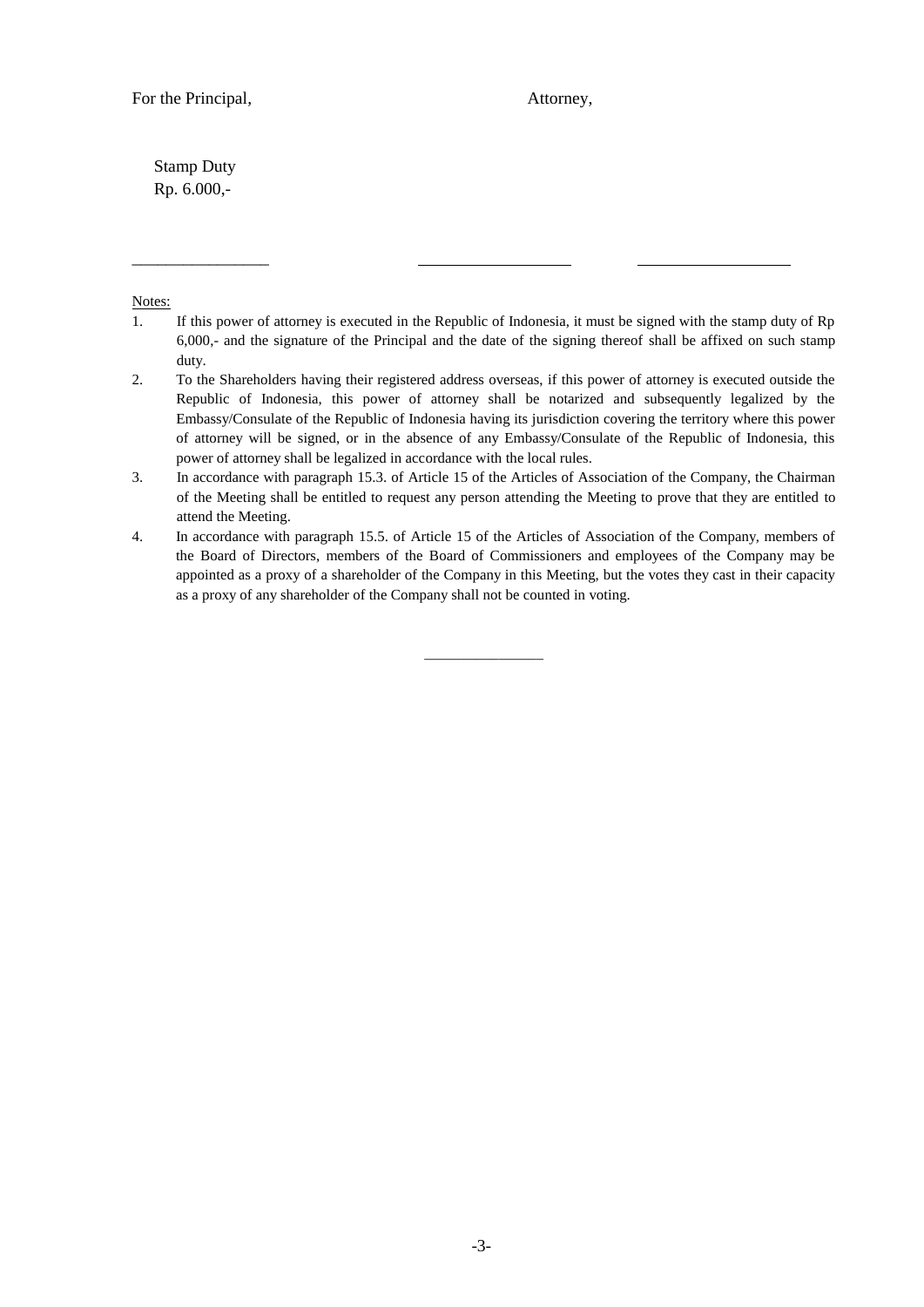For the Principal, Attorney,

Stamp Duty
Rp. 6.000,-

\_\_\_\_\_\_\_\_\_\_\_\_\_\_\_\_ \_\_\_\_\_\_\_\_\_\_\_\_\_\_\_\_\_\_ \_\_\_\_\_\_\_\_\_\_\_\_\_\_\_\_\_\_

Notes:

1. If this power of attorney is executed in the Republic of Indonesia, it must be signed with the stamp duty of Rp 6,000,- and the signature of the Principal and the date of the signing thereof shall be affixed on such stamp duty.
2. To the Shareholders having their registered address overseas, if this power of attorney is executed outside the Republic of Indonesia, this power of attorney shall be notarized and subsequently legalized by the Embassy/Consulate of the Republic of Indonesia having its jurisdiction covering the territory where this power of attorney will be signed, or in the absence of any Embassy/Consulate of the Republic of Indonesia, this power of attorney shall be legalized in accordance with the local rules.
3. In accordance with paragraph 15.3. of Article 15 of the Articles of Association of the Company, the Chairman of the Meeting shall be entitled to request any person attending the Meeting to prove that they are entitled to attend the Meeting.
4. In accordance with paragraph 15.5. of Article 15 of the Articles of Association of the Company, members of the Board of Directors, members of the Board of Commissioners and employees of the Company may be appointed as a proxy of a shareholder of the Company in this Meeting, but the votes they cast in their capacity as a proxy of any shareholder of the Company shall not be counted in voting.

\_\_\_\_\_\_\_\_\_\_\_\_\_\_\_